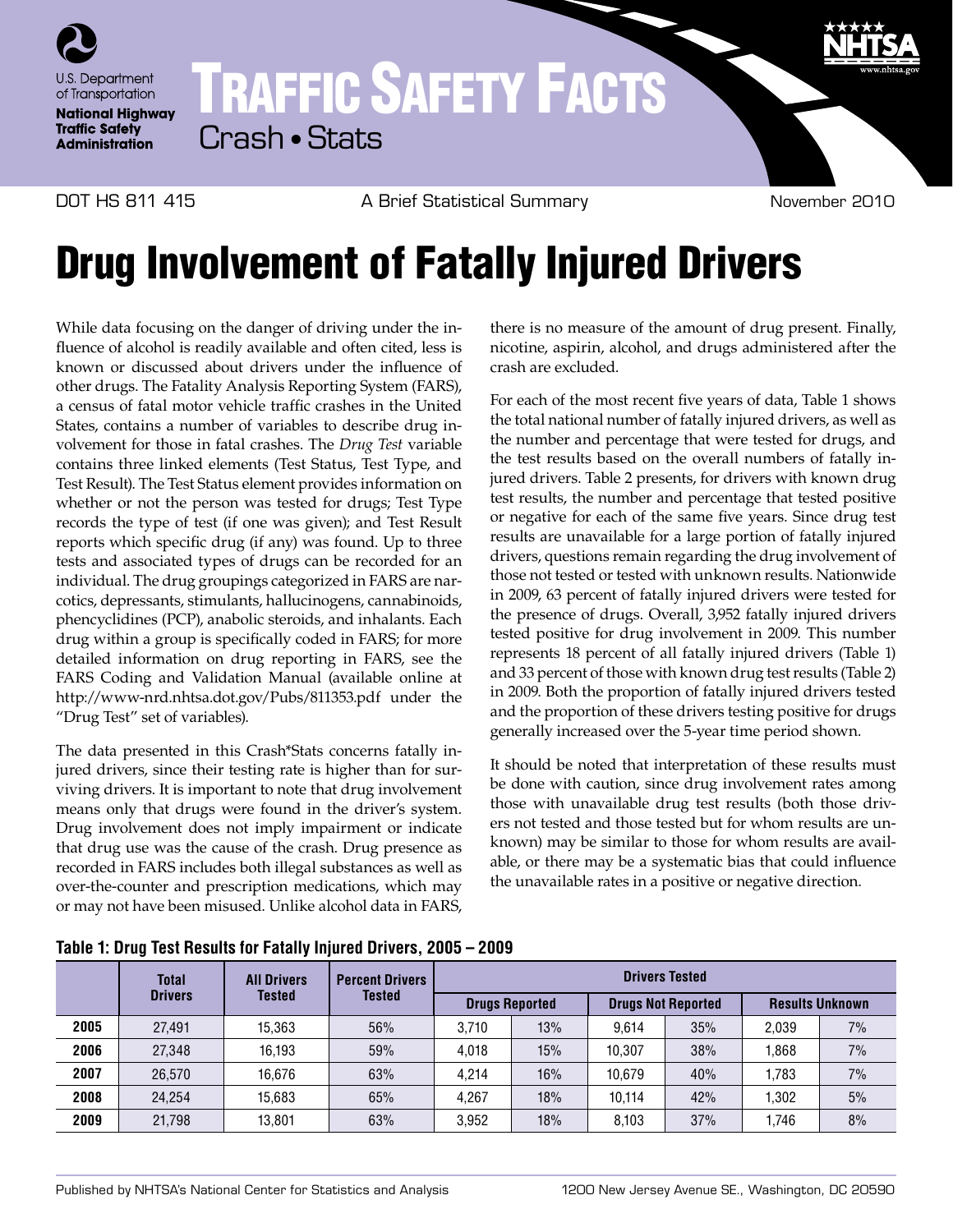U.S. Department of Transportation
National Highway Traffic Safety Administration

# Traffic Safety Facts

Crash • Stats

DOT HS 811 415 | A Brief Statistical Summary | November 2010

# Drug Involvement of Fatally Injured Drivers

While data focusing on the danger of driving under the influence of alcohol is readily available and often cited, less is known or discussed about drivers under the influence of other drugs. The Fatality Analysis Reporting System (FARS), a census of fatal motor vehicle traffic crashes in the United States, contains a number of variables to describe drug involvement for those in fatal crashes. The *Drug Test* variable contains three linked elements (Test Status, Test Type, and Test Result). The Test Status element provides information on whether or not the person was tested for drugs; Test Type records the type of test (if one was given); and Test Result reports which specific drug (if any) was found. Up to three tests and associated types of drugs can be recorded for an individual. The drug groupings categorized in FARS are narcotics, depressants, stimulants, hallucinogens, cannabinoids, phencyclidines (PCP), anabolic steroids, and inhalants. Each drug within a group is specifically coded in FARS; for more detailed information on drug reporting in FARS, see the FARS Coding and Validation Manual (available online at http://www-nrd.nhtsa.dot.gov/Pubs/811353.pdf under the "Drug Test" set of variables).

The data presented in this Crash*Stats concerns fatally injured drivers, since their testing rate is higher than for surviving drivers. It is important to note that drug involvement means only that drugs were found in the driver's system. Drug involvement does not imply impairment or indicate that drug use was the cause of the crash. Drug presence as recorded in FARS includes both illegal substances as well as over-the-counter and prescription medications, which may or may not have been misused. Unlike alcohol data in FARS, there is no measure of the amount of drug present. Finally, nicotine, aspirin, alcohol, and drugs administered after the crash are excluded.

For each of the most recent five years of data, Table 1 shows the total national number of fatally injured drivers, as well as the number and percentage that were tested for drugs, and the test results based on the overall numbers of fatally injured drivers. Table 2 presents, for drivers with known drug test results, the number and percentage that tested positive or negative for each of the same five years. Since drug test results are unavailable for a large portion of fatally injured drivers, questions remain regarding the drug involvement of those not tested or tested with unknown results. Nationwide in 2009, 63 percent of fatally injured drivers were tested for the presence of drugs. Overall, 3,952 fatally injured drivers tested positive for drug involvement in 2009. This number represents 18 percent of all fatally injured drivers (Table 1) and 33 percent of those with known drug test results (Table 2) in 2009. Both the proportion of fatally injured drivers tested and the proportion of these drivers testing positive for drugs generally increased over the 5-year time period shown.

It should be noted that interpretation of these results must be done with caution, since drug involvement rates among those with unavailable drug test results (both those drivers not tested and those tested but for whom results are unknown) may be similar to those for whom results are available, or there may be a systematic bias that could influence the unavailable rates in a positive or negative direction.

**Table 1: Drug Test Results for Fatally Injured Drivers, 2005 – 2009**

| | Total Drivers | All Drivers Tested | Percent Drivers Tested | Drivers Tested | | | | | |
|---|---|---|---|---|---|---|---|---|---|
| | | | | Drugs Reported | | Drugs Not Reported | | Results Unknown | |
| **2005** | 27,491 | 15,363 | 56% | 3,710 | 13% | 9,614 | 35% | 2,039 | 7% |
| **2006** | 27,348 | 16,193 | 59% | 4,018 | 15% | 10,307 | 38% | 1,868 | 7% |
| **2007** | 26,570 | 16,676 | 63% | 4,214 | 16% | 10,679 | 40% | 1,783 | 7% |
| **2008** | 24,254 | 15,683 | 65% | 4,267 | 18% | 10,114 | 42% | 1,302 | 5% |
| **2009** | 21,798 | 13,801 | 63% | 3,952 | 18% | 8,103 | 37% | 1,746 | 8% |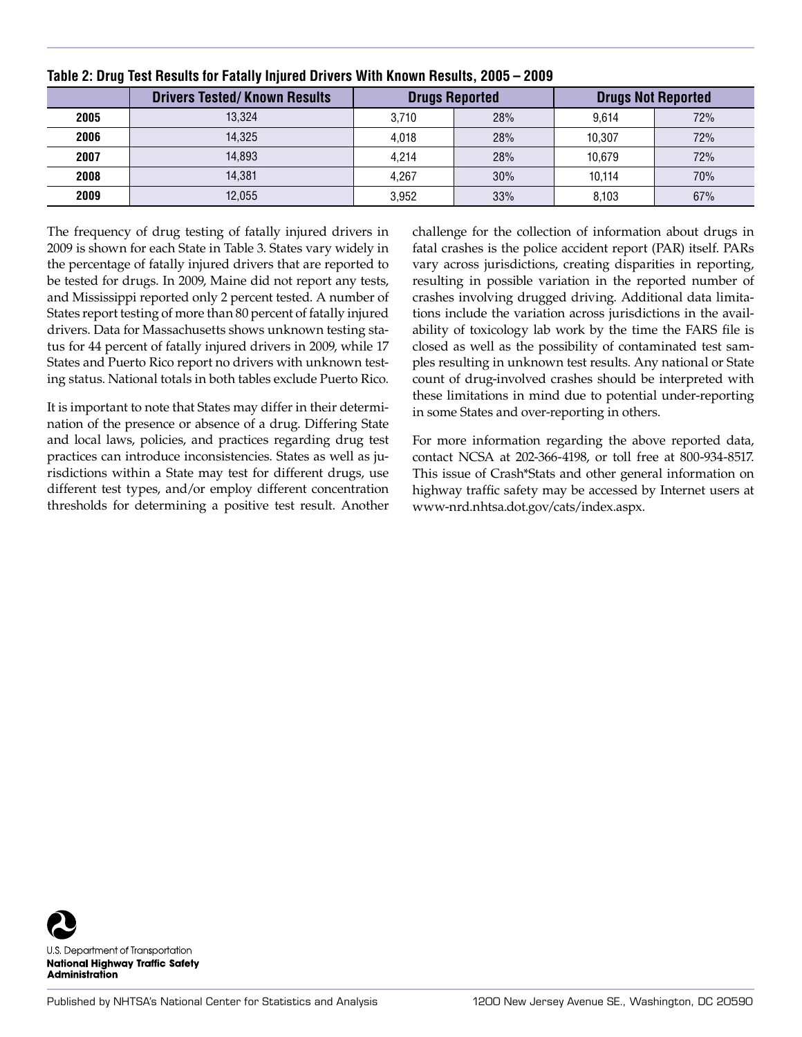**Table 2: Drug Test Results for Fatally Injured Drivers With Known Results, 2005 – 2009**

| | Drivers Tested/ Known Results | Drugs Reported | | Drugs Not Reported | |
|---|---|---|---|---|---|
| **2005** | 13,324 | 3,710 | 28% | 9,614 | 72% |
| **2006** | 14,325 | 4,018 | 28% | 10,307 | 72% |
| **2007** | 14,893 | 4,214 | 28% | 10,679 | 72% |
| **2008** | 14,381 | 4,267 | 30% | 10,114 | 70% |
| **2009** | 12,055 | 3,952 | 33% | 8,103 | 67% |

The frequency of drug testing of fatally injured drivers in 2009 is shown for each State in Table 3. States vary widely in the percentage of fatally injured drivers that are reported to be tested for drugs. In 2009, Maine did not report any tests, and Mississippi reported only 2 percent tested. A number of States report testing of more than 80 percent of fatally injured drivers. Data for Massachusetts shows unknown testing status for 44 percent of fatally injured drivers in 2009, while 17 States and Puerto Rico report no drivers with unknown testing status. National totals in both tables exclude Puerto Rico.

It is important to note that States may differ in their determination of the presence or absence of a drug. Differing State and local laws, policies, and practices regarding drug test practices can introduce inconsistencies. States as well as jurisdictions within a State may test for different drugs, use different test types, and/or employ different concentration thresholds for determining a positive test result. Another challenge for the collection of information about drugs in fatal crashes is the police accident report (PAR) itself. PARs vary across jurisdictions, creating disparities in reporting, resulting in possible variation in the reported number of crashes involving drugged driving. Additional data limitations include the variation across jurisdictions in the availability of toxicology lab work by the time the FARS file is closed as well as the possibility of contaminated test samples resulting in unknown test results. Any national or State count of drug-involved crashes should be interpreted with these limitations in mind due to potential under-reporting in some States and over-reporting in others.

For more information regarding the above reported data, contact NCSA at 202-366-4198, or toll free at 800-934-8517. This issue of Crash*Stats and other general information on highway traffic safety may be accessed by Internet users at www-nrd.nhtsa.dot.gov/cats/index.aspx.

U.S. Department of Transportation
**National Highway Traffic Safety Administration**

Published by NHTSA's National Center for Statistics and Analysis 1200 New Jersey Avenue SE., Washington, DC 20590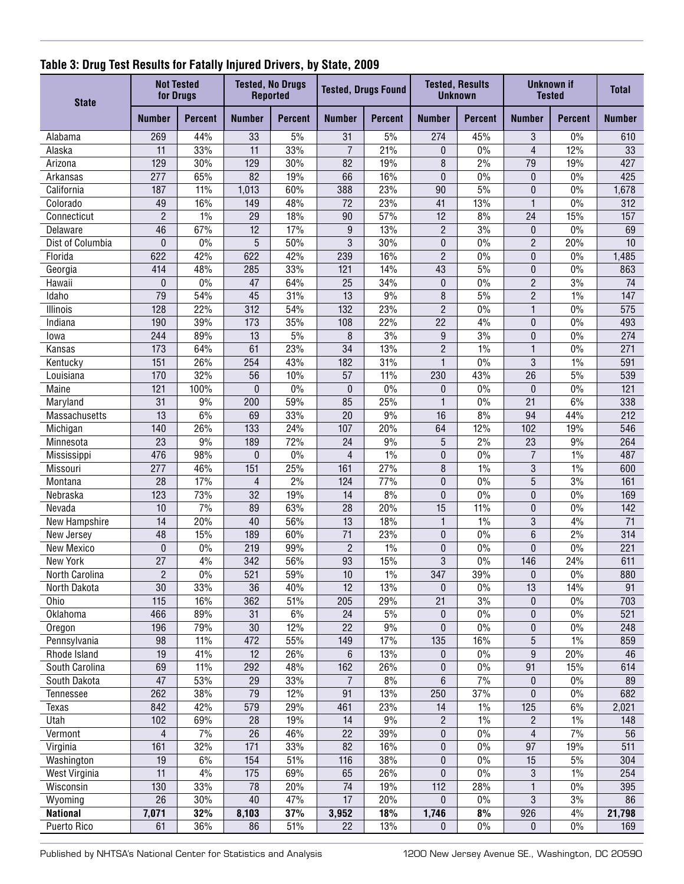## Table 3: Drug Test Results for Fatally Injured Drivers, by State, 2009

| State | Not Tested for Drugs | | Tested, No Drugs Reported | | Tested, Drugs Found | | Tested, Results Unknown | | Unknown if Tested | | Total |
|---|---|---|---|---|---|---|---|---|---|---|---|
| | Number | Percent | Number | Percent | Number | Percent | Number | Percent | Number | Percent | Number |
| Alabama | 269 | 44% | 33 | 5% | 31 | 5% | 274 | 45% | 3 | 0% | 610 |
| Alaska | 11 | 33% | 11 | 33% | 7 | 21% | 0 | 0% | 4 | 12% | 33 |
| Arizona | 129 | 30% | 129 | 30% | 82 | 19% | 8 | 2% | 79 | 19% | 427 |
| Arkansas | 277 | 65% | 82 | 19% | 66 | 16% | 0 | 0% | 0 | 0% | 425 |
| California | 187 | 11% | 1,013 | 60% | 388 | 23% | 90 | 5% | 0 | 0% | 1,678 |
| Colorado | 49 | 16% | 149 | 48% | 72 | 23% | 41 | 13% | 1 | 0% | 312 |
| Connecticut | 2 | 1% | 29 | 18% | 90 | 57% | 12 | 8% | 24 | 15% | 157 |
| Delaware | 46 | 67% | 12 | 17% | 9 | 13% | 2 | 3% | 0 | 0% | 69 |
| Dist of Columbia | 0 | 0% | 5 | 50% | 3 | 30% | 0 | 0% | 2 | 20% | 10 |
| Florida | 622 | 42% | 622 | 42% | 239 | 16% | 2 | 0% | 0 | 0% | 1,485 |
| Georgia | 414 | 48% | 285 | 33% | 121 | 14% | 43 | 5% | 0 | 0% | 863 |
| Hawaii | 0 | 0% | 47 | 64% | 25 | 34% | 0 | 0% | 2 | 3% | 74 |
| Idaho | 79 | 54% | 45 | 31% | 13 | 9% | 8 | 5% | 2 | 1% | 147 |
| Illinois | 128 | 22% | 312 | 54% | 132 | 23% | 2 | 0% | 1 | 0% | 575 |
| Indiana | 190 | 39% | 173 | 35% | 108 | 22% | 22 | 4% | 0 | 0% | 493 |
| Iowa | 244 | 89% | 13 | 5% | 8 | 3% | 9 | 3% | 0 | 0% | 274 |
| Kansas | 173 | 64% | 61 | 23% | 34 | 13% | 2 | 1% | 1 | 0% | 271 |
| Kentucky | 151 | 26% | 254 | 43% | 182 | 31% | 1 | 0% | 3 | 1% | 591 |
| Louisiana | 170 | 32% | 56 | 10% | 57 | 11% | 230 | 43% | 26 | 5% | 539 |
| Maine | 121 | 100% | 0 | 0% | 0 | 0% | 0 | 0% | 0 | 0% | 121 |
| Maryland | 31 | 9% | 200 | 59% | 85 | 25% | 1 | 0% | 21 | 6% | 338 |
| Massachusetts | 13 | 6% | 69 | 33% | 20 | 9% | 16 | 8% | 94 | 44% | 212 |
| Michigan | 140 | 26% | 133 | 24% | 107 | 20% | 64 | 12% | 102 | 19% | 546 |
| Minnesota | 23 | 9% | 189 | 72% | 24 | 9% | 5 | 2% | 23 | 9% | 264 |
| Mississippi | 476 | 98% | 0 | 0% | 4 | 1% | 0 | 0% | 7 | 1% | 487 |
| Missouri | 277 | 46% | 151 | 25% | 161 | 27% | 8 | 1% | 3 | 1% | 600 |
| Montana | 28 | 17% | 4 | 2% | 124 | 77% | 0 | 0% | 5 | 3% | 161 |
| Nebraska | 123 | 73% | 32 | 19% | 14 | 8% | 0 | 0% | 0 | 0% | 169 |
| Nevada | 10 | 7% | 89 | 63% | 28 | 20% | 15 | 11% | 0 | 0% | 142 |
| New Hampshire | 14 | 20% | 40 | 56% | 13 | 18% | 1 | 1% | 3 | 4% | 71 |
| New Jersey | 48 | 15% | 189 | 60% | 71 | 23% | 0 | 0% | 6 | 2% | 314 |
| New Mexico | 0 | 0% | 219 | 99% | 2 | 1% | 0 | 0% | 0 | 0% | 221 |
| New York | 27 | 4% | 342 | 56% | 93 | 15% | 3 | 0% | 146 | 24% | 611 |
| North Carolina | 2 | 0% | 521 | 59% | 10 | 1% | 347 | 39% | 0 | 0% | 880 |
| North Dakota | 30 | 33% | 36 | 40% | 12 | 13% | 0 | 0% | 13 | 14% | 91 |
| Ohio | 115 | 16% | 362 | 51% | 205 | 29% | 21 | 3% | 0 | 0% | 703 |
| Oklahoma | 466 | 89% | 31 | 6% | 24 | 5% | 0 | 0% | 0 | 0% | 521 |
| Oregon | 196 | 79% | 30 | 12% | 22 | 9% | 0 | 0% | 0 | 0% | 248 |
| Pennsylvania | 98 | 11% | 472 | 55% | 149 | 17% | 135 | 16% | 5 | 1% | 859 |
| Rhode Island | 19 | 41% | 12 | 26% | 6 | 13% | 0 | 0% | 9 | 20% | 46 |
| South Carolina | 69 | 11% | 292 | 48% | 162 | 26% | 0 | 0% | 91 | 15% | 614 |
| South Dakota | 47 | 53% | 29 | 33% | 7 | 8% | 6 | 7% | 0 | 0% | 89 |
| Tennessee | 262 | 38% | 79 | 12% | 91 | 13% | 250 | 37% | 0 | 0% | 682 |
| Texas | 842 | 42% | 579 | 29% | 461 | 23% | 14 | 1% | 125 | 6% | 2,021 |
| Utah | 102 | 69% | 28 | 19% | 14 | 9% | 2 | 1% | 2 | 1% | 148 |
| Vermont | 4 | 7% | 26 | 46% | 22 | 39% | 0 | 0% | 4 | 7% | 56 |
| Virginia | 161 | 32% | 171 | 33% | 82 | 16% | 0 | 0% | 97 | 19% | 511 |
| Washington | 19 | 6% | 154 | 51% | 116 | 38% | 0 | 0% | 15 | 5% | 304 |
| West Virginia | 11 | 4% | 175 | 69% | 65 | 26% | 0 | 0% | 3 | 1% | 254 |
| Wisconsin | 130 | 33% | 78 | 20% | 74 | 19% | 112 | 28% | 1 | 0% | 395 |
| Wyoming | 26 | 30% | 40 | 47% | 17 | 20% | 0 | 0% | 3 | 3% | 86 |
| **National** | **7,071** | **32%** | **8,103** | **37%** | **3,952** | **18%** | **1,746** | **8%** | 926 | 4% | **21,798** |
| Puerto Rico | 61 | 36% | 86 | 51% | 22 | 13% | 0 | 0% | 0 | 0% | 169 |

Published by NHTSA's National Center for Statistics and Analysis 1200 New Jersey Avenue SE., Washington, DC 20590